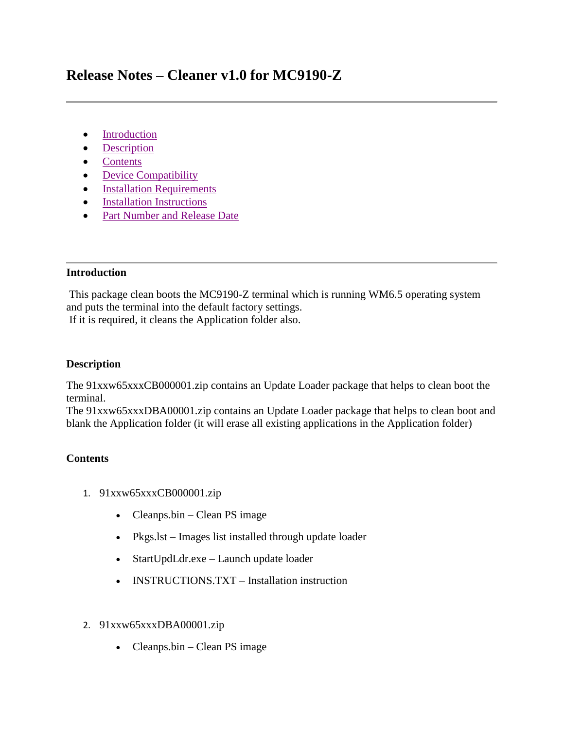# Release Notes – Cleaner v1.0 for MC9190-Z

---

- Introduction
- Description
- Contents
- Device Compatibility
- Installation Requirements
- Installation Instructions
- Part Number and Release Date

---

### Introduction

This package clean boots the MC9190-Z terminal which is running WM6.5 operating system and puts the terminal into the default factory settings.
If it is required, it cleans the Application folder also.

### Description

The 91xxw65xxxCB000001.zip contains an Update Loader package that helps to clean boot the terminal.
The 91xxw65xxxDBA00001.zip contains an Update Loader package that helps to clean boot and blank the Application folder (it will erase all existing applications in the Application folder)

### Contents

1. 91xxw65xxxCB000001.zip
   - Cleanps.bin – Clean PS image
   - Pkgs.lst – Images list installed through update loader
   - StartUpdLdr.exe – Launch update loader
   - INSTRUCTIONS.TXT – Installation instruction

2. 91xxw65xxxDBA00001.zip
   - Cleanps.bin – Clean PS image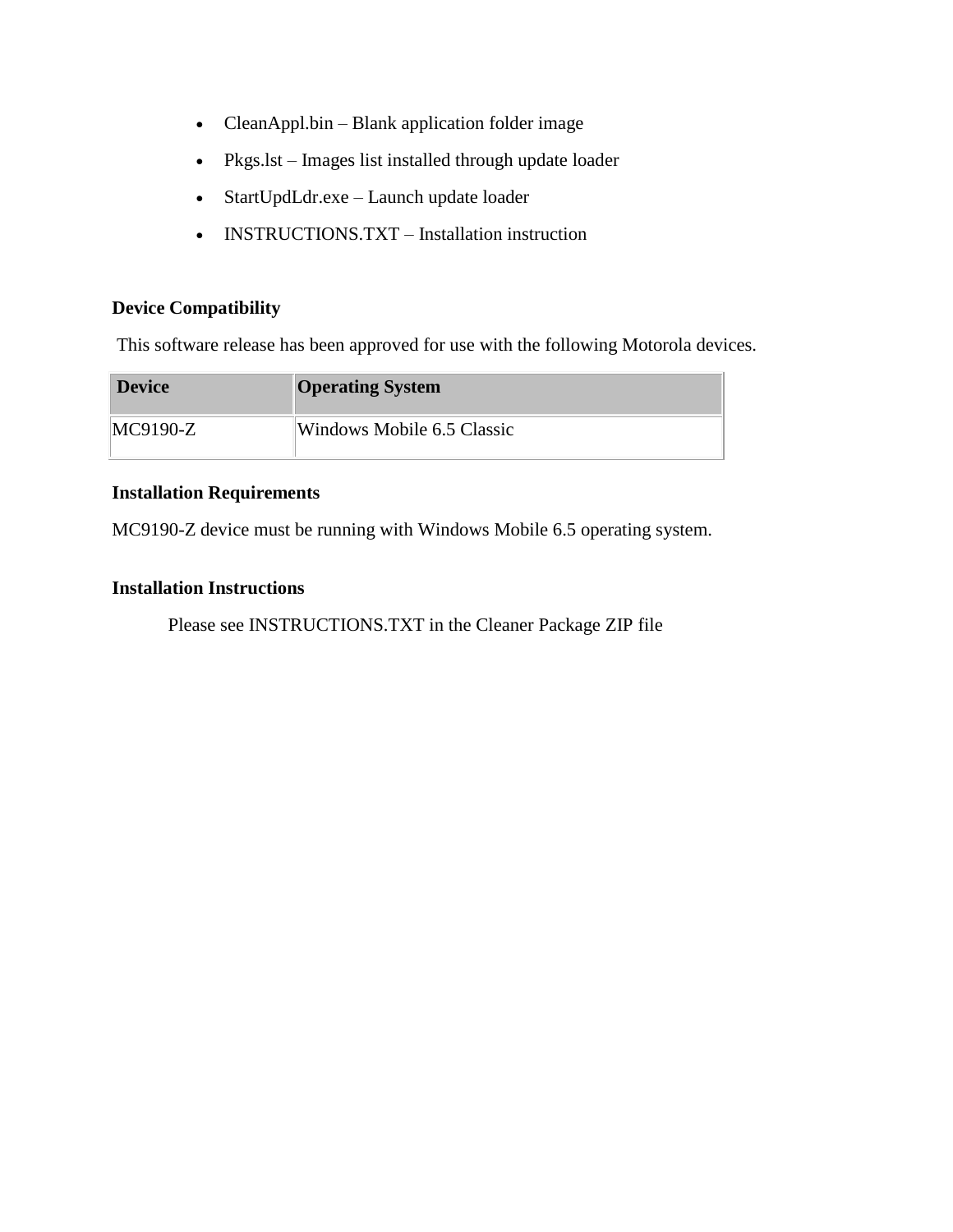- CleanAppl.bin – Blank application folder image
- Pkgs.lst – Images list installed through update loader
- StartUpdLdr.exe – Launch update loader
- INSTRUCTIONS.TXT – Installation instruction

**Device Compatibility**

This software release has been approved for use with the following Motorola devices.

| Device | Operating System |
| --- | --- |
| MC9190-Z | Windows Mobile 6.5 Classic |

**Installation Requirements**

MC9190-Z device must be running with Windows Mobile 6.5 operating system.

**Installation Instructions**

Please see INSTRUCTIONS.TXT in the Cleaner Package ZIP file